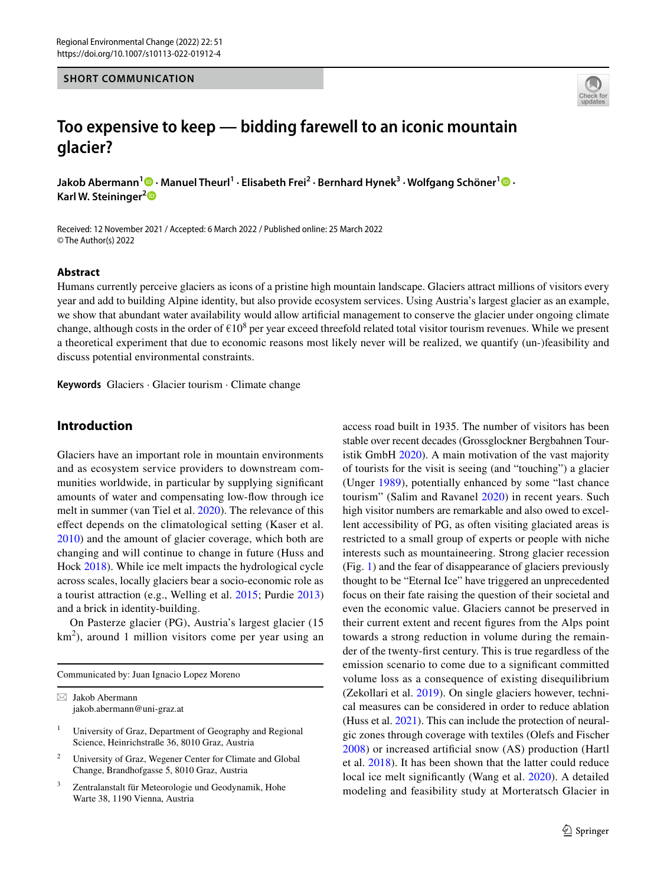SHORT COMMUNICATION

# Too expensive to keep — bidding farewell to an iconic mountain glacier?

**Jakob Abermann[1] · Manuel Theurl[1] · Elisabeth Frei[2] · Bernhard Hynek[3] · Wolfgang Schöner[1] · Karl W. Steininger[2]**

Received: 12 November 2021 / Accepted: 6 March 2022 / Published online: 25 March 2022
© The Author(s) 2022

## Abstract

Humans currently perceive glaciers as icons of a pristine high mountain landscape. Glaciers attract millions of visitors every year and add to building Alpine identity, but also provide ecosystem services. Using Austria's largest glacier as an example, we show that abundant water availability would allow artificial management to conserve the glacier under ongoing climate change, although costs in the order of €$10^8$ per year exceed threefold related total visitor tourism revenues. While we present a theoretical experiment that due to economic reasons most likely never will be realized, we quantify (un-)feasibility and discuss potential environmental constraints.

**Keywords** Glaciers · Glacier tourism · Climate change

## Introduction

Glaciers have an important role in mountain environments and as ecosystem service providers to downstream communities worldwide, in particular by supplying significant amounts of water and compensating low-flow through ice melt in summer (van Tiel et al. 2020). The relevance of this effect depends on the climatological setting (Kaser et al. 2010) and the amount of glacier coverage, which both are changing and will continue to change in future (Huss and Hock 2018). While ice melt impacts the hydrological cycle across scales, locally glaciers bear a socio-economic role as a tourist attraction (e.g., Welling et al. 2015; Purdie 2013) and a brick in identity-building.

On Pasterze glacier (PG), Austria's largest glacier (15 km$^2$), around 1 million visitors come per year using an access road built in 1935. The number of visitors has been stable over recent decades (Grossglockner Bergbahnen Touristik GmbH 2020). A main motivation of the vast majority of tourists for the visit is seeing (and "touching") a glacier (Unger 1989), potentially enhanced by some "last chance tourism" (Salim and Ravanel 2020) in recent years. Such high visitor numbers are remarkable and also owed to excellent accessibility of PG, as often visiting glaciated areas is restricted to a small group of experts or people with niche interests such as mountaineering. Strong glacier recession (Fig. 1) and the fear of disappearance of glaciers previously thought to be "Eternal Ice" have triggered an unprecedented focus on their fate raising the question of their societal and even the economic value. Glaciers cannot be preserved in their current extent and recent figures from the Alps point towards a strong reduction in volume during the remainder of the twenty-first century. This is true regardless of the emission scenario to come due to a significant committed volume loss as a consequence of existing disequilibrium (Zekollari et al. 2019). On single glaciers however, technical measures can be considered in order to reduce ablation (Huss et al. 2021). This can include the protection of neuralgic zones through coverage with textiles (Olefs and Fischer 2008) or increased artificial snow (AS) production (Hartl et al. 2018). It has been shown that the latter could reduce local ice melt significantly (Wang et al. 2020). A detailed modeling and feasibility study at Morteratsch Glacier in

Communicated by: Juan Ignacio Lopez Moreno

✉ Jakob Abermann
jakob.abermann@uni-graz.at

[1] University of Graz, Department of Geography and Regional Science, Heinrichstraße 36, 8010 Graz, Austria

[2] University of Graz, Wegener Center for Climate and Global Change, Brandhofgasse 5, 8010 Graz, Austria

[3] Zentralanstalt für Meteorologie und Geodynamik, Hohe Warte 38, 1190 Vienna, Austria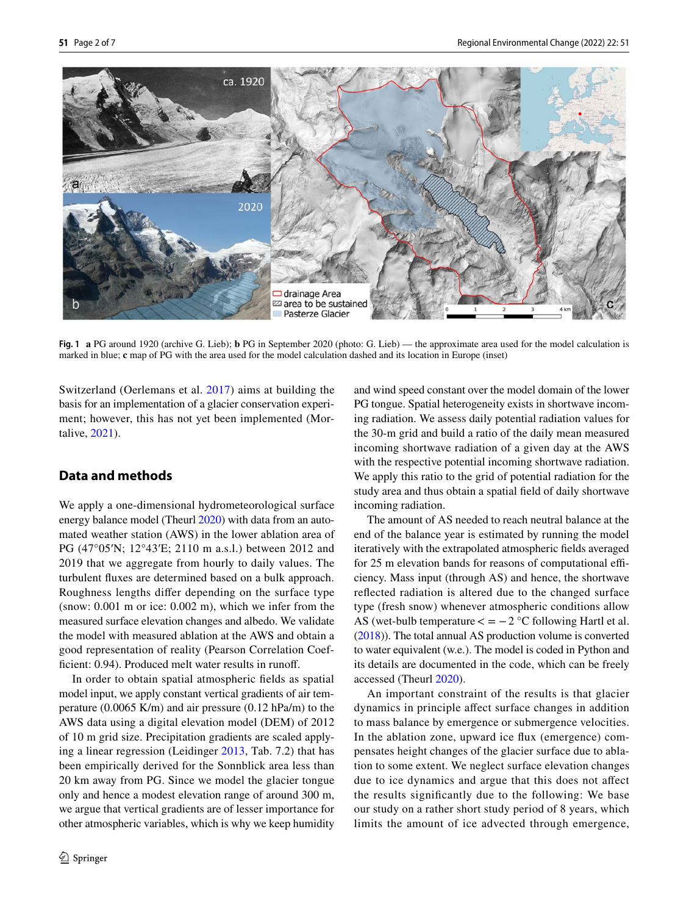**Fig. 1** **a** PG around 1920 (archive G. Lieb); **b** PG in September 2020 (photo: G. Lieb) — the approximate area used for the model calculation is marked in blue; **c** map of PG with the area used for the model calculation dashed and its location in Europe (inset)

Switzerland (Oerlemans et al. 2017) aims at building the basis for an implementation of a glacier conservation experiment; however, this has not yet been implemented (Mortalive, 2021).

## Data and methods

We apply a one-dimensional hydrometeorological surface energy balance model (Theurl 2020) with data from an automated weather station (AWS) in the lower ablation area of PG (47°05′N; 12°43′E; 2110 m a.s.l.) between 2012 and 2019 that we aggregate from hourly to daily values. The turbulent fluxes are determined based on a bulk approach. Roughness lengths differ depending on the surface type (snow: 0.001 m or ice: 0.002 m), which we infer from the measured surface elevation changes and albedo. We validate the model with measured ablation at the AWS and obtain a good representation of reality (Pearson Correlation Coefficient: 0.94). Produced melt water results in runoff.

In order to obtain spatial atmospheric fields as spatial model input, we apply constant vertical gradients of air temperature (0.0065 K/m) and air pressure (0.12 hPa/m) to the AWS data using a digital elevation model (DEM) of 2012 of 10 m grid size. Precipitation gradients are scaled applying a linear regression (Leidinger 2013, Tab. 7.2) that has been empirically derived for the Sonnblick area less than 20 km away from PG. Since we model the glacier tongue only and hence a modest elevation range of around 300 m, we argue that vertical gradients are of lesser importance for other atmospheric variables, which is why we keep humidity and wind speed constant over the model domain of the lower PG tongue. Spatial heterogeneity exists in shortwave incoming radiation. We assess daily potential radiation values for the 30-m grid and build a ratio of the daily mean measured incoming shortwave radiation of a given day at the AWS with the respective potential incoming shortwave radiation. We apply this ratio to the grid of potential radiation for the study area and thus obtain a spatial field of daily shortwave incoming radiation.

The amount of AS needed to reach neutral balance at the end of the balance year is estimated by running the model iteratively with the extrapolated atmospheric fields averaged for 25 m elevation bands for reasons of computational efficiency. Mass input (through AS) and hence, the shortwave reflected radiation is altered due to the changed surface type (fresh snow) whenever atmospheric conditions allow AS (wet-bulb temperature $<= -2$ °C following Hartl et al. (2018)). The total annual AS production volume is converted to water equivalent (w.e.). The model is coded in Python and its details are documented in the code, which can be freely accessed (Theurl 2020).

An important constraint of the results is that glacier dynamics in principle affect surface changes in addition to mass balance by emergence or submergence velocities. In the ablation zone, upward ice flux (emergence) compensates height changes of the glacier surface due to ablation to some extent. We neglect surface elevation changes due to ice dynamics and argue that this does not affect the results significantly due to the following: We base our study on a rather short study period of 8 years, which limits the amount of ice advected through emergence,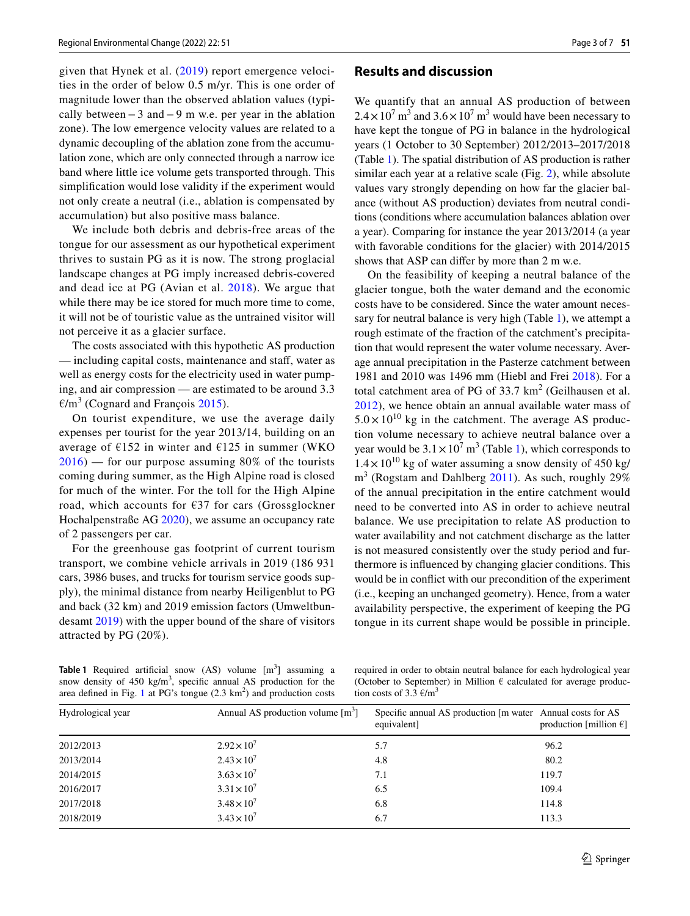given that Hynek et al. (2019) report emergence velocities in the order of below 0.5 m/yr. This is one order of magnitude lower than the observed ablation values (typically between − 3 and − 9 m w.e. per year in the ablation zone). The low emergence velocity values are related to a dynamic decoupling of the ablation zone from the accumulation zone, which are only connected through a narrow ice band where little ice volume gets transported through. This simplification would lose validity if the experiment would not only create a neutral (i.e., ablation is compensated by accumulation) but also positive mass balance.

We include both debris and debris-free areas of the tongue for our assessment as our hypothetical experiment thrives to sustain PG as it is now. The strong proglacial landscape changes at PG imply increased debris-covered and dead ice at PG (Avian et al. 2018). We argue that while there may be ice stored for much more time to come, it will not be of touristic value as the untrained visitor will not perceive it as a glacier surface.

The costs associated with this hypothetic AS production — including capital costs, maintenance and staff, water as well as energy costs for the electricity used in water pumping, and air compression — are estimated to be around 3.3 €/m$^3$ (Cognard and François 2015).

On tourist expenditure, we use the average daily expenses per tourist for the year 2013/14, building on an average of €152 in winter and €125 in summer (WKO 2016) — for our purpose assuming 80% of the tourists coming during summer, as the High Alpine road is closed for much of the winter. For the toll for the High Alpine road, which accounts for €37 for cars (Grossglockner Hochalpenstraße AG 2020), we assume an occupancy rate of 2 passengers per car.

For the greenhouse gas footprint of current tourism transport, we combine vehicle arrivals in 2019 (186 931 cars, 3986 buses, and trucks for tourism service goods supply), the minimal distance from nearby Heiligenblut to PG and back (32 km) and 2019 emission factors (Umweltbundesamt 2019) with the upper bound of the share of visitors attracted by PG (20%).

## Results and discussion

We quantify that an annual AS production of between $2.4 \times 10^7$ m$^3$ and $3.6 \times 10^7$ m$^3$ would have been necessary to have kept the tongue of PG in balance in the hydrological years (1 October to 30 September) 2012/2013–2017/2018 (Table 1). The spatial distribution of AS production is rather similar each year at a relative scale (Fig. 2), while absolute values vary strongly depending on how far the glacier balance (without AS production) deviates from neutral conditions (conditions where accumulation balances ablation over a year). Comparing for instance the year 2013/2014 (a year with favorable conditions for the glacier) with 2014/2015 shows that ASP can differ by more than 2 m w.e.

On the feasibility of keeping a neutral balance of the glacier tongue, both the water demand and the economic costs have to be considered. Since the water amount necessary for neutral balance is very high (Table 1), we attempt a rough estimate of the fraction of the catchment's precipitation that would represent the water volume necessary. Average annual precipitation in the Pasterze catchment between 1981 and 2010 was 1496 mm (Hiebl and Frei 2018). For a total catchment area of PG of 33.7 km$^2$ (Geilhausen et al. 2012), we hence obtain an annual available water mass of $5.0 \times 10^{10}$ kg in the catchment. The average AS production volume necessary to achieve neutral balance over a year would be $3.1 \times 10^7$ m$^3$ (Table 1), which corresponds to $1.4 \times 10^{10}$ kg of water assuming a snow density of 450 kg/m$^3$ (Rogstam and Dahlberg 2011). As such, roughly 29% of the annual precipitation in the entire catchment would need to be converted into AS in order to achieve neutral balance. We use precipitation to relate AS production to water availability and not catchment discharge as the latter is not measured consistently over the study period and furthermore is influenced by changing glacier conditions. This would be in conflict with our precondition of the experiment (i.e., keeping an unchanged geometry). Hence, from a water availability perspective, the experiment of keeping the PG tongue in its current shape would be possible in principle.

**Table 1** Required artificial snow (AS) volume [m$^3$] assuming a snow density of 450 kg/m$^3$, specific annual AS production for the area defined in Fig. 1 at PG's tongue (2.3 km$^2$) and production costs required in order to obtain neutral balance for each hydrological year (October to September) in Million € calculated for average production costs of 3.3 €/m$^3$

| Hydrological year | Annual AS production volume [m$^3$] | Specific annual AS production [m water equivalent] | Annual costs for AS production [million €] |
|---|---|---|---|
| 2012/2013 | $2.92 \times 10^7$ | 5.7 | 96.2 |
| 2013/2014 | $2.43 \times 10^7$ | 4.8 | 80.2 |
| 2014/2015 | $3.63 \times 10^7$ | 7.1 | 119.7 |
| 2016/2017 | $3.31 \times 10^7$ | 6.5 | 109.4 |
| 2017/2018 | $3.48 \times 10^7$ | 6.8 | 114.8 |
| 2018/2019 | $3.43 \times 10^7$ | 6.7 | 113.3 |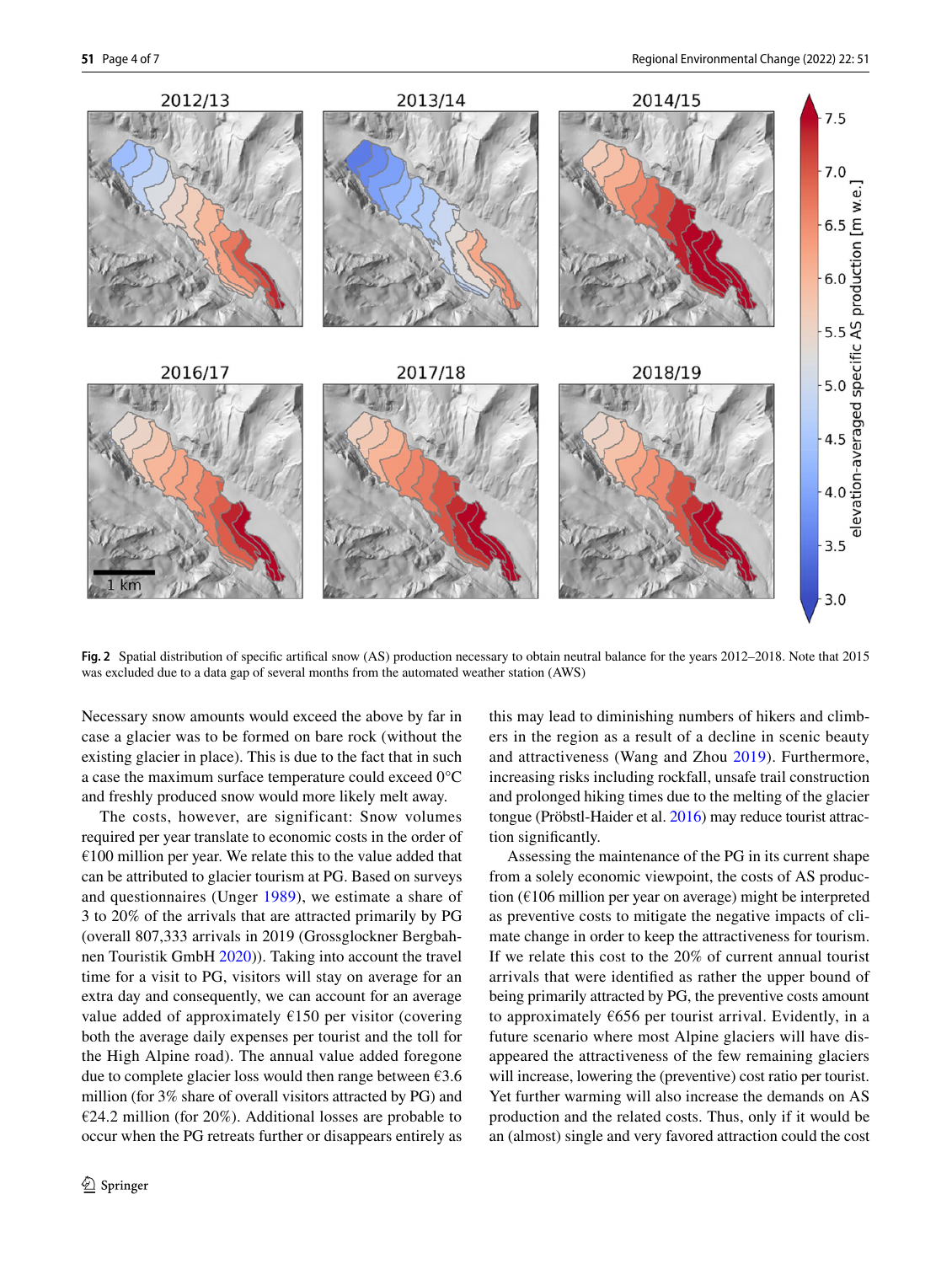Fig. 2 Spatial distribution of specific artifical snow (AS) production necessary to obtain neutral balance for the years 2012–2018. Note that 2015 was excluded due to a data gap of several months from the automated weather station (AWS)

Necessary snow amounts would exceed the above by far in case a glacier was to be formed on bare rock (without the existing glacier in place). This is due to the fact that in such a case the maximum surface temperature could exceed 0°C and freshly produced snow would more likely melt away.

The costs, however, are significant: Snow volumes required per year translate to economic costs in the order of €100 million per year. We relate this to the value added that can be attributed to glacier tourism at PG. Based on surveys and questionnaires (Unger 1989), we estimate a share of 3 to 20% of the arrivals that are attracted primarily by PG (overall 807,333 arrivals in 2019 (Grossglockner Bergbahnen Touristik GmbH 2020)). Taking into account the travel time for a visit to PG, visitors will stay on average for an extra day and consequently, we can account for an average value added of approximately €150 per visitor (covering both the average daily expenses per tourist and the toll for the High Alpine road). The annual value added foregone due to complete glacier loss would then range between €3.6 million (for 3% share of overall visitors attracted by PG) and €24.2 million (for 20%). Additional losses are probable to occur when the PG retreats further or disappears entirely as this may lead to diminishing numbers of hikers and climbers in the region as a result of a decline in scenic beauty and attractiveness (Wang and Zhou 2019). Furthermore, increasing risks including rockfall, unsafe trail construction and prolonged hiking times due to the melting of the glacier tongue (Pröbstl-Haider et al. 2016) may reduce tourist attraction significantly.

Assessing the maintenance of the PG in its current shape from a solely economic viewpoint, the costs of AS production (€106 million per year on average) might be interpreted as preventive costs to mitigate the negative impacts of climate change in order to keep the attractiveness for tourism. If we relate this cost to the 20% of current annual tourist arrivals that were identified as rather the upper bound of being primarily attracted by PG, the preventive costs amount to approximately €656 per tourist arrival. Evidently, in a future scenario where most Alpine glaciers will have disappeared the attractiveness of the few remaining glaciers will increase, lowering the (preventive) cost ratio per tourist. Yet further warming will also increase the demands on AS production and the related costs. Thus, only if it would be an (almost) single and very favored attraction could the cost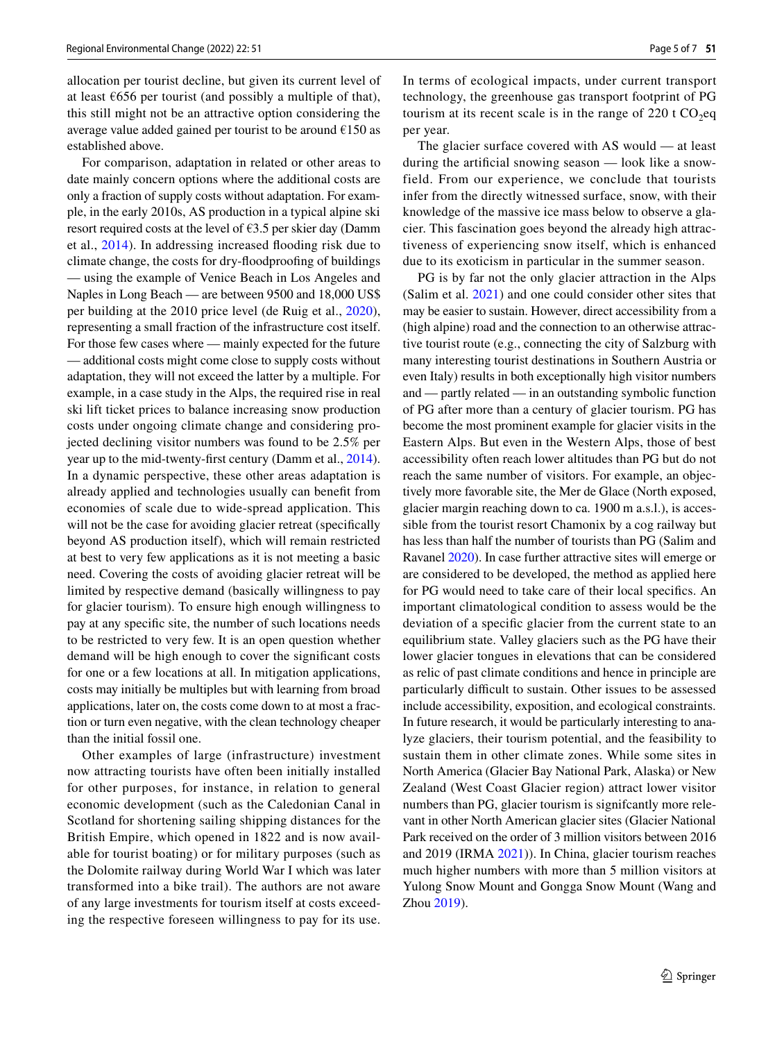allocation per tourist decline, but given its current level of at least €656 per tourist (and possibly a multiple of that), this still might not be an attractive option considering the average value added gained per tourist to be around €150 as established above.

For comparison, adaptation in related or other areas to date mainly concern options where the additional costs are only a fraction of supply costs without adaptation. For example, in the early 2010s, AS production in a typical alpine ski resort required costs at the level of €3.5 per skier day (Damm et al., 2014). In addressing increased flooding risk due to climate change, the costs for dry-floodproofing of buildings — using the example of Venice Beach in Los Angeles and Naples in Long Beach — are between 9500 and 18,000 US$ per building at the 2010 price level (de Ruig et al., 2020), representing a small fraction of the infrastructure cost itself. For those few cases where — mainly expected for the future — additional costs might come close to supply costs without adaptation, they will not exceed the latter by a multiple. For example, in a case study in the Alps, the required rise in real ski lift ticket prices to balance increasing snow production costs under ongoing climate change and considering projected declining visitor numbers was found to be 2.5% per year up to the mid-twenty-first century (Damm et al., 2014). In a dynamic perspective, these other areas adaptation is already applied and technologies usually can benefit from economies of scale due to wide-spread application. This will not be the case for avoiding glacier retreat (specifically beyond AS production itself), which will remain restricted at best to very few applications as it is not meeting a basic need. Covering the costs of avoiding glacier retreat will be limited by respective demand (basically willingness to pay for glacier tourism). To ensure high enough willingness to pay at any specific site, the number of such locations needs to be restricted to very few. It is an open question whether demand will be high enough to cover the significant costs for one or a few locations at all. In mitigation applications, costs may initially be multiples but with learning from broad applications, later on, the costs come down to at most a fraction or turn even negative, with the clean technology cheaper than the initial fossil one.

Other examples of large (infrastructure) investment now attracting tourists have often been initially installed for other purposes, for instance, in relation to general economic development (such as the Caledonian Canal in Scotland for shortening sailing shipping distances for the British Empire, which opened in 1822 and is now available for tourist boating) or for military purposes (such as the Dolomite railway during World War I which was later transformed into a bike trail). The authors are not aware of any large investments for tourism itself at costs exceeding the respective foreseen willingness to pay for its use. In terms of ecological impacts, under current transport technology, the greenhouse gas transport footprint of PG tourism at its recent scale is in the range of 220 t $CO_2$eq per year.

The glacier surface covered with AS would — at least during the artificial snowing season — look like a snowfield. From our experience, we conclude that tourists infer from the directly witnessed surface, snow, with their knowledge of the massive ice mass below to observe a glacier. This fascination goes beyond the already high attractiveness of experiencing snow itself, which is enhanced due to its exoticism in particular in the summer season.

PG is by far not the only glacier attraction in the Alps (Salim et al. 2021) and one could consider other sites that may be easier to sustain. However, direct accessibility from a (high alpine) road and the connection to an otherwise attractive tourist route (e.g., connecting the city of Salzburg with many interesting tourist destinations in Southern Austria or even Italy) results in both exceptionally high visitor numbers and — partly related — in an outstanding symbolic function of PG after more than a century of glacier tourism. PG has become the most prominent example for glacier visits in the Eastern Alps. But even in the Western Alps, those of best accessibility often reach lower altitudes than PG but do not reach the same number of visitors. For example, an objectively more favorable site, the Mer de Glace (North exposed, glacier margin reaching down to ca. 1900 m a.s.l.), is accessible from the tourist resort Chamonix by a cog railway but has less than half the number of tourists than PG (Salim and Ravanel 2020). In case further attractive sites will emerge or are considered to be developed, the method as applied here for PG would need to take care of their local specifics. An important climatological condition to assess would be the deviation of a specific glacier from the current state to an equilibrium state. Valley glaciers such as the PG have their lower glacier tongues in elevations that can be considered as relic of past climate conditions and hence in principle are particularly difficult to sustain. Other issues to be assessed include accessibility, exposition, and ecological constraints. In future research, it would be particularly interesting to analyze glaciers, their tourism potential, and the feasibility to sustain them in other climate zones. While some sites in North America (Glacier Bay National Park, Alaska) or New Zealand (West Coast Glacier region) attract lower visitor numbers than PG, glacier tourism is signifcantly more relevant in other North American glacier sites (Glacier National Park received on the order of 3 million visitors between 2016 and 2019 (IRMA 2021)). In China, glacier tourism reaches much higher numbers with more than 5 million visitors at Yulong Snow Mount and Gongga Snow Mount (Wang and Zhou 2019).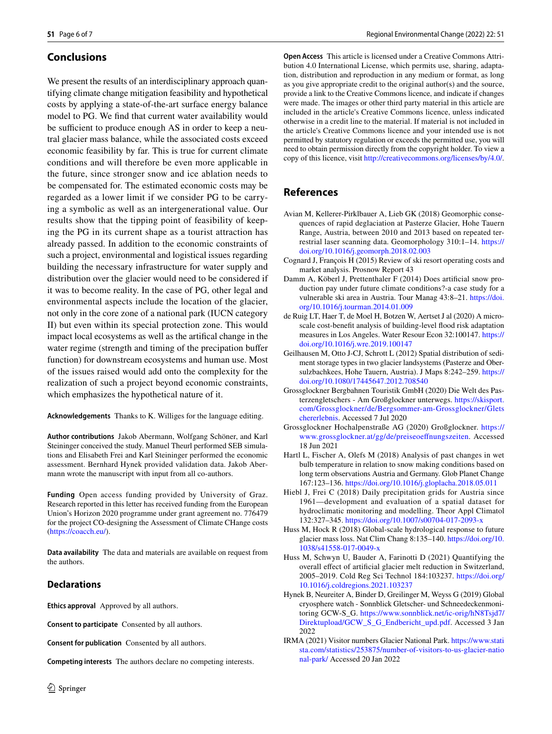## Conclusions

We present the results of an interdisciplinary approach quantifying climate change mitigation feasibility and hypothetical costs by applying a state-of-the-art surface energy balance model to PG. We find that current water availability would be sufficient to produce enough AS in order to keep a neutral glacier mass balance, while the associated costs exceed economic feasibility by far. This is true for current climate conditions and will therefore be even more applicable in the future, since stronger snow and ice ablation needs to be compensated for. The estimated economic costs may be regarded as a lower limit if we consider PG to be carrying a symbolic as well as an intergenerational value. Our results show that the tipping point of feasibility of keeping the PG in its current shape as a tourist attraction has already passed. In addition to the economic constraints of such a project, environmental and logistical issues regarding building the necessary infrastructure for water supply and distribution over the glacier would need to be considered if it was to become reality. In the case of PG, other legal and environmental aspects include the location of the glacier, not only in the core zone of a national park (IUCN category II) but even within its special protection zone. This would impact local ecosystems as well as the artifical change in the water regime (strength and timing of the precipation buffer function) for downstream ecosystems and human use. Most of the issues raised would add onto the complexity for the realization of such a project beyond economic constraints, which emphasizes the hypothetical nature of it.

**Acknowledgements** Thanks to K. Williges for the language editing.

**Author contributions** Jakob Abermann, Wolfgang Schöner, and Karl Steininger conceived the study. Manuel Theurl performed SEB simulations and Elisabeth Frei and Karl Steininger performed the economic assessment. Bernhard Hynek provided validation data. Jakob Abermann wrote the manuscript with input from all co-authors.

**Funding** Open access funding provided by University of Graz. Research reported in this letter has received funding from the European Union's Horizon 2020 programme under grant agreement no. 776479 for the project CO-designing the Assessment of Climate CHange costs (https://coacch.eu/).

**Data availability** The data and materials are available on request from the authors.

## Declarations

**Ethics approval** Approved by all authors.

**Consent to participate** Consented by all authors.

**Consent for publication** Consented by all authors.

**Competing interests** The authors declare no competing interests.

**Open Access** This article is licensed under a Creative Commons Attribution 4.0 International License, which permits use, sharing, adaptation, distribution and reproduction in any medium or format, as long as you give appropriate credit to the original author(s) and the source, provide a link to the Creative Commons licence, and indicate if changes were made. The images or other third party material in this article are included in the article's Creative Commons licence, unless indicated otherwise in a credit line to the material. If material is not included in the article's Creative Commons licence and your intended use is not permitted by statutory regulation or exceeds the permitted use, you will need to obtain permission directly from the copyright holder. To view a copy of this licence, visit http://creativecommons.org/licenses/by/4.0/.

## References

Avian M, Kellerer-Pirklbauer A, Lieb GK (2018) Geomorphic consequences of rapid deglaciation at Pasterze Glacier, Hohe Tauern Range, Austria, between 2010 and 2013 based on repeated terrestrial laser scanning data. Geomorphology 310:1–14. https://doi.org/10.1016/j.geomorph.2018.02.003

Cognard J, François H (2015) Review of ski resort operating costs and market analysis. Prosnow Report 43

Damm A, Köberl J, Prettenthaler F (2014) Does artificial snow production pay under future climate conditions?-a case study for a vulnerable ski area in Austria. Tour Manag 43:8–21. https://doi.org/10.1016/j.tourman.2014.01.009

de Ruig LT, Haer T, de Moel H, Botzen W, Aertset J al (2020) A microscale cost-benefit analysis of building-level flood risk adaptation measures in Los Angeles. Water Resour Econ 32:100147. https://doi.org/10.1016/j.wre.2019.100147

Geilhausen M, Otto J-CJ, Schrott L (2012) Spatial distribution of sediment storage types in two glacier landsystems (Pasterze and Obersulzbachkees, Hohe Tauern, Austria). J Maps 8:242–259. https://doi.org/10.1080/17445647.2012.708540

Grossglockner Bergbahnen Touristik GmbH (2020) Die Welt des Pasterzengletschers - Am Großglockner unterwegs. https://skisport.com/Grossglockner/de/Bergsommer-am-Grossglockner/Gletschererlebnis. Accessed 7 Jul 2020

Grossglockner Hochalpenstraße AG (2020) Großglockner. https://www.grossglockner.at/gg/de/preiseoeffnungszeiten. Accessed 18 Jun 2021

Hartl L, Fischer A, Olefs M (2018) Analysis of past changes in wet bulb temperature in relation to snow making conditions based on long term observations Austria and Germany. Glob Planet Change 167:123–136. https://doi.org/10.1016/j.gloplacha.2018.05.011

Hiebl J, Frei C (2018) Daily precipitation grids for Austria since 1961—development and evaluation of a spatial dataset for hydroclimatic monitoring and modelling. Theor Appl Climatol 132:327–345. https://doi.org/10.1007/s00704-017-2093-x

Huss M, Hock R (2018) Global-scale hydrological response to future glacier mass loss. Nat Clim Chang 8:135–140. https://doi.org/10.1038/s41558-017-0049-x

Huss M, Schwyn U, Bauder A, Farinotti D (2021) Quantifying the overall effect of artificial glacier melt reduction in Switzerland, 2005–2019. Cold Reg Sci Technol 184:103237. https://doi.org/10.1016/j.coldregions.2021.103237

Hynek B, Neureiter A, Binder D, Greilinger M, Weyss G (2019) Global cryosphere watch - Sonnblick Gletscher- und Schneedeckenmonitoring GCW-S_G. https://www.sonnblick.net/ic-orig/hN8Tsjd7/Direktupload/GCW_S_G_Endbericht_upd.pdf. Accessed 3 Jan 2022

IRMA (2021) Visitor numbers Glacier National Park. https://www.statista.com/statistics/253875/number-of-visitors-to-us-glacier-national-park/ Accessed 20 Jan 2022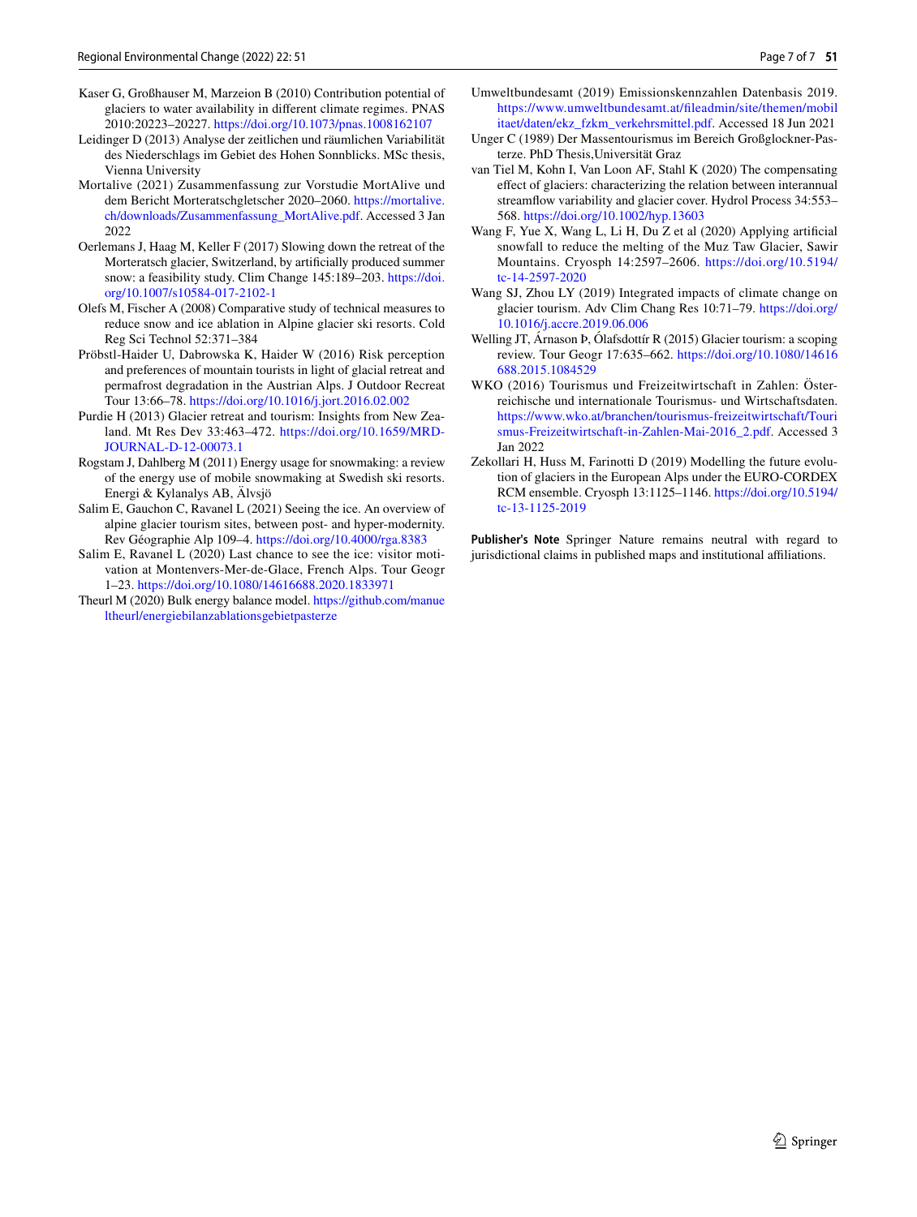Kaser G, Großhauser M, Marzeion B (2010) Contribution potential of glaciers to water availability in different climate regimes. PNAS 2010:20223–20227. https://doi.org/10.1073/pnas.1008162107

Leidinger D (2013) Analyse der zeitlichen und räumlichen Variabilität des Niederschlags im Gebiet des Hohen Sonnblicks. MSc thesis, Vienna University

Mortalive (2021) Zusammenfassung zur Vorstudie MortAlive und dem Bericht Morteratschgletscher 2020–2060. https://mortalive.ch/downloads/Zusammenfassung_MortAlive.pdf. Accessed 3 Jan 2022

Oerlemans J, Haag M, Keller F (2017) Slowing down the retreat of the Morteratsch glacier, Switzerland, by artificially produced summer snow: a feasibility study. Clim Change 145:189–203. https://doi.org/10.1007/s10584-017-2102-1

Olefs M, Fischer A (2008) Comparative study of technical measures to reduce snow and ice ablation in Alpine glacier ski resorts. Cold Reg Sci Technol 52:371–384

Pröbstl-Haider U, Dabrowska K, Haider W (2016) Risk perception and preferences of mountain tourists in light of glacial retreat and permafrost degradation in the Austrian Alps. J Outdoor Recreat Tour 13:66–78. https://doi.org/10.1016/j.jort.2016.02.002

Purdie H (2013) Glacier retreat and tourism: Insights from New Zealand. Mt Res Dev 33:463–472. https://doi.org/10.1659/MRD-JOURNAL-D-12-00073.1

Rogstam J, Dahlberg M (2011) Energy usage for snowmaking: a review of the energy use of mobile snowmaking at Swedish ski resorts. Energi & Kylanalys AB, Älvsjö

Salim E, Gauchon C, Ravanel L (2021) Seeing the ice. An overview of alpine glacier tourism sites, between post- and hyper-modernity. Rev Géographie Alp 109–4. https://doi.org/10.4000/rga.8383

Salim E, Ravanel L (2020) Last chance to see the ice: visitor motivation at Montenvers-Mer-de-Glace, French Alps. Tour Geogr 1–23. https://doi.org/10.1080/14616688.2020.1833971

Theurl M (2020) Bulk energy balance model. https://github.com/manueltheurl/energiebilanzablationsgebietpasterze

Umweltbundesamt (2019) Emissionskennzahlen Datenbasis 2019. https://www.umweltbundesamt.at/fileadmin/site/themen/mobilitaet/daten/ekz_fzkm_verkehrsmittel.pdf. Accessed 18 Jun 2021

Unger C (1989) Der Massentourismus im Bereich Großglockner-Pasterze. PhD Thesis,Universität Graz

van Tiel M, Kohn I, Van Loon AF, Stahl K (2020) The compensating effect of glaciers: characterizing the relation between interannual streamflow variability and glacier cover. Hydrol Process 34:553–568. https://doi.org/10.1002/hyp.13603

Wang F, Yue X, Wang L, Li H, Du Z et al (2020) Applying artificial snowfall to reduce the melting of the Muz Taw Glacier, Sawir Mountains. Cryosph 14:2597–2606. https://doi.org/10.5194/tc-14-2597-2020

Wang SJ, Zhou LY (2019) Integrated impacts of climate change on glacier tourism. Adv Clim Chang Res 10:71–79. https://doi.org/10.1016/j.accre.2019.06.006

Welling JT, Árnason Þ, Ólafsdottír R (2015) Glacier tourism: a scoping review. Tour Geogr 17:635–662. https://doi.org/10.1080/14616688.2015.1084529

WKO (2016) Tourismus und Freizeitwirtschaft in Zahlen: Österreichische und internationale Tourismus- und Wirtschaftsdaten. https://www.wko.at/branchen/tourismus-freizeitwirtschaft/Tourismus-Freizeitwirtschaft-in-Zahlen-Mai-2016_2.pdf. Accessed 3 Jan 2022

Zekollari H, Huss M, Farinotti D (2019) Modelling the future evolution of glaciers in the European Alps under the EURO-CORDEX RCM ensemble. Cryosph 13:1125–1146. https://doi.org/10.5194/tc-13-1125-2019

**Publisher's Note** Springer Nature remains neutral with regard to jurisdictional claims in published maps and institutional affiliations.